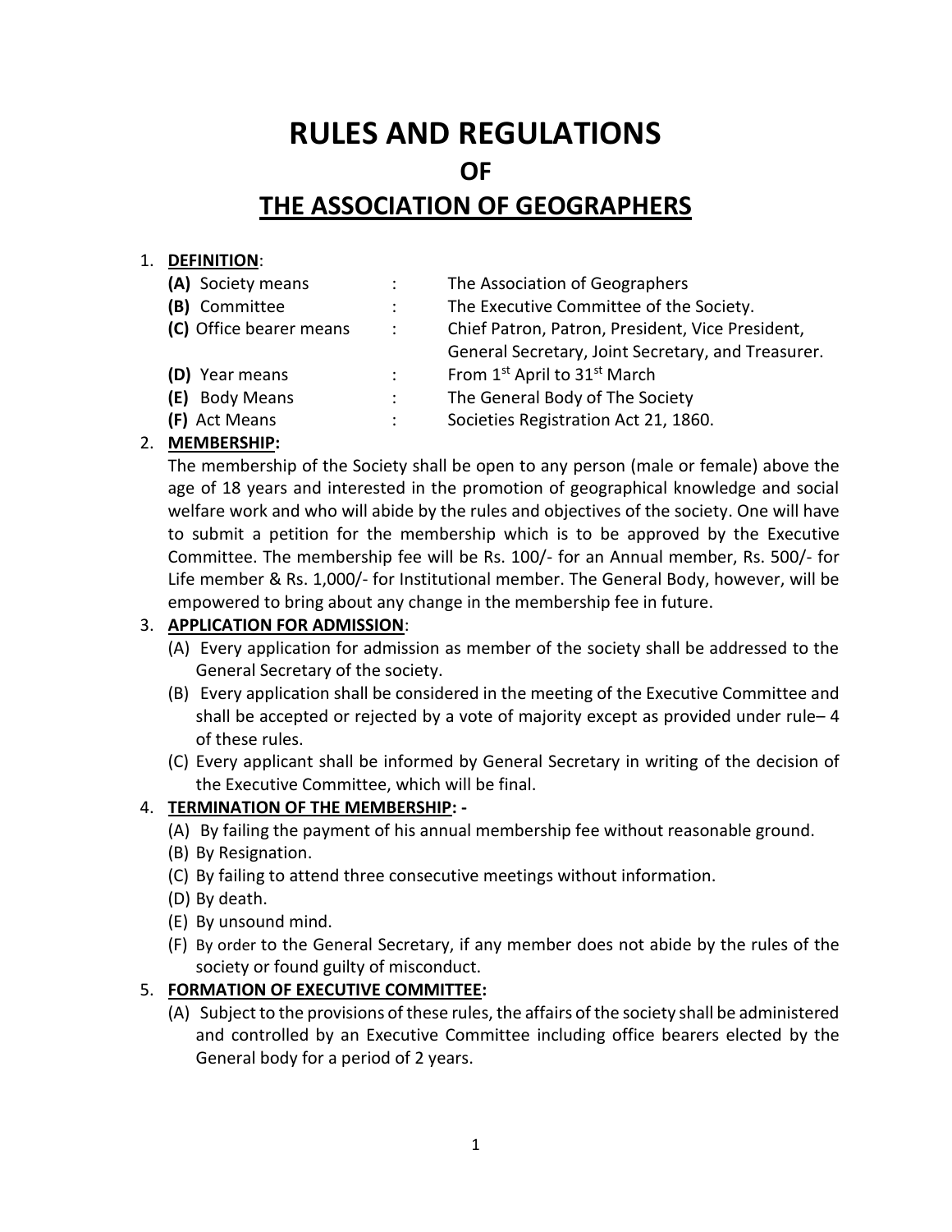# RULES AND REGULATIONS

## OF

## THE ASSOCIATION OF GEOGRAPHERS

1. **DEFINITION**:

| | | |
|---|---|---|
| **(A)** Society means | : | The Association of Geographers |
| **(B)** Committee | : | The Executive Committee of the Society. |
| **(C)** Office bearer means | : | Chief Patron, Patron, President, Vice President, General Secretary, Joint Secretary, and Treasurer. |
| **(D)** Year means | : | From 1st April to 31st March |
| **(E)** Body Means | : | The General Body of The Society |
| **(F)** Act Means | : | Societies Registration Act 21, 1860. |

2. **MEMBERSHIP:**

   The membership of the Society shall be open to any person (male or female) above the age of 18 years and interested in the promotion of geographical knowledge and social welfare work and who will abide by the rules and objectives of the society. One will have to submit a petition for the membership which is to be approved by the Executive Committee. The membership fee will be Rs. 100/- for an Annual member, Rs. 500/- for Life member & Rs. 1,000/- for Institutional member. The General Body, however, will be empowered to bring about any change in the membership fee in future.

3. **APPLICATION FOR ADMISSION**:
   (A) Every application for admission as member of the society shall be addressed to the General Secretary of the society.
   (B) Every application shall be considered in the meeting of the Executive Committee and shall be accepted or rejected by a vote of majority except as provided under rule– 4 of these rules.
   (C) Every applicant shall be informed by General Secretary in writing of the decision of the Executive Committee, which will be final.

4. **TERMINATION OF THE MEMBERSHIP: -**
   (A) By failing the payment of his annual membership fee without reasonable ground.
   (B) By Resignation.
   (C) By failing to attend three consecutive meetings without information.
   (D) By death.
   (E) By unsound mind.
   (F) By order to the General Secretary, if any member does not abide by the rules of the society or found guilty of misconduct.

5. **FORMATION OF EXECUTIVE COMMITTEE:**
   (A) Subject to the provisions of these rules, the affairs of the society shall be administered and controlled by an Executive Committee including office bearers elected by the General body for a period of 2 years.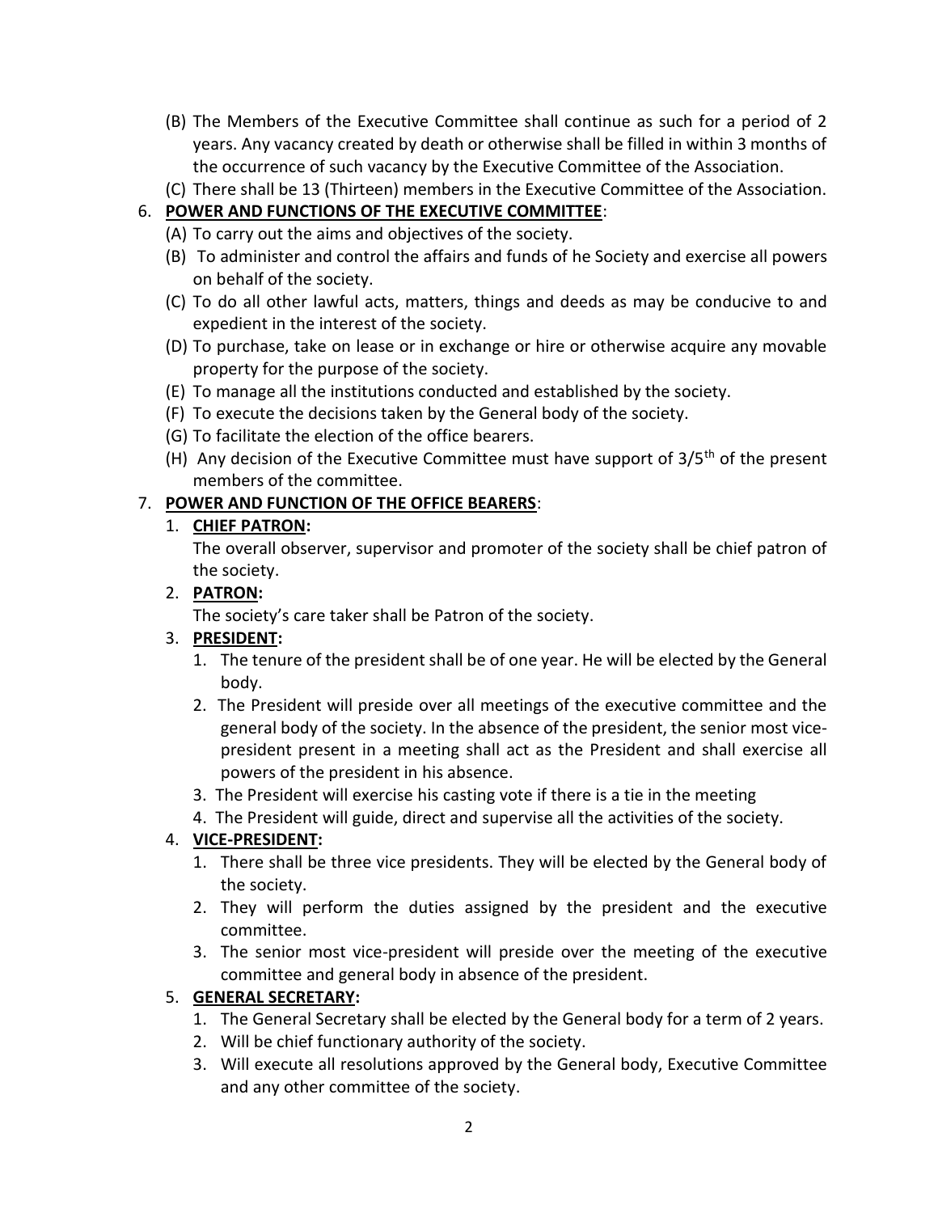(B) The Members of the Executive Committee shall continue as such for a period of 2 years. Any vacancy created by death or otherwise shall be filled in within 3 months of the occurrence of such vacancy by the Executive Committee of the Association.

(C) There shall be 13 (Thirteen) members in the Executive Committee of the Association.

6. **POWER AND FUNCTIONS OF THE EXECUTIVE COMMITTEE**:
   - (A) To carry out the aims and objectives of the society.
   - (B) To administer and control the affairs and funds of he Society and exercise all powers on behalf of the society.
   - (C) To do all other lawful acts, matters, things and deeds as may be conducive to and expedient in the interest of the society.
   - (D) To purchase, take on lease or in exchange or hire or otherwise acquire any movable property for the purpose of the society.
   - (E) To manage all the institutions conducted and established by the society.
   - (F) To execute the decisions taken by the General body of the society.
   - (G) To facilitate the election of the office bearers.
   - (H) Any decision of the Executive Committee must have support of 3/5th of the present members of the committee.

7. **POWER AND FUNCTION OF THE OFFICE BEARERS**:
   1. **CHIEF PATRON:**
      The overall observer, supervisor and promoter of the society shall be chief patron of the society.
   2. **PATRON:**
      The society's care taker shall be Patron of the society.
   3. **PRESIDENT:**
      1. The tenure of the president shall be of one year. He will be elected by the General body.
      2. The President will preside over all meetings of the executive committee and the general body of the society. In the absence of the president, the senior most vice-president present in a meeting shall act as the President and shall exercise all powers of the president in his absence.
      3. The President will exercise his casting vote if there is a tie in the meeting
      4. The President will guide, direct and supervise all the activities of the society.
   4. **VICE-PRESIDENT:**
      1. There shall be three vice presidents. They will be elected by the General body of the society.
      2. They will perform the duties assigned by the president and the executive committee.
      3. The senior most vice-president will preside over the meeting of the executive committee and general body in absence of the president.
   5. **GENERAL SECRETARY:**
      1. The General Secretary shall be elected by the General body for a term of 2 years.
      2. Will be chief functionary authority of the society.
      3. Will execute all resolutions approved by the General body, Executive Committee and any other committee of the society.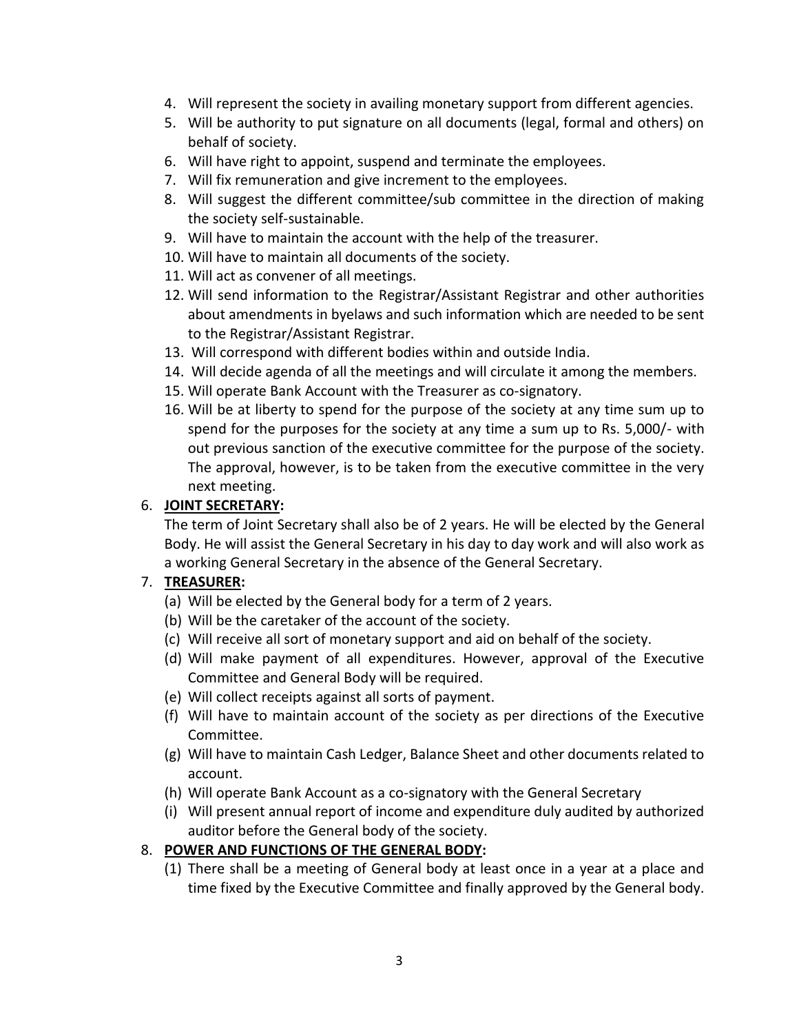4. Will represent the society in availing monetary support from different agencies.
5. Will be authority to put signature on all documents (legal, formal and others) on behalf of society.
6. Will have right to appoint, suspend and terminate the employees.
7. Will fix remuneration and give increment to the employees.
8. Will suggest the different committee/sub committee in the direction of making the society self-sustainable.
9. Will have to maintain the account with the help of the treasurer.
10. Will have to maintain all documents of the society.
11. Will act as convener of all meetings.
12. Will send information to the Registrar/Assistant Registrar and other authorities about amendments in byelaws and such information which are needed to be sent to the Registrar/Assistant Registrar.
13. Will correspond with different bodies within and outside India.
14. Will decide agenda of all the meetings and will circulate it among the members.
15. Will operate Bank Account with the Treasurer as co-signatory.
16. Will be at liberty to spend for the purpose of the society at any time sum up to spend for the purposes for the society at any time a sum up to Rs. 5,000/- with out previous sanction of the executive committee for the purpose of the society. The approval, however, is to be taken from the executive committee in the very next meeting.

6. **JOINT SECRETARY:**

   The term of Joint Secretary shall also be of 2 years. He will be elected by the General Body. He will assist the General Secretary in his day to day work and will also work as a working General Secretary in the absence of the General Secretary.

7. **TREASURER:**

   (a) Will be elected by the General body for a term of 2 years.
   (b) Will be the caretaker of the account of the society.
   (c) Will receive all sort of monetary support and aid on behalf of the society.
   (d) Will make payment of all expenditures. However, approval of the Executive Committee and General Body will be required.
   (e) Will collect receipts against all sorts of payment.
   (f) Will have to maintain account of the society as per directions of the Executive Committee.
   (g) Will have to maintain Cash Ledger, Balance Sheet and other documents related to account.
   (h) Will operate Bank Account as a co-signatory with the General Secretary
   (i) Will present annual report of income and expenditure duly audited by authorized auditor before the General body of the society.

8. **POWER AND FUNCTIONS OF THE GENERAL BODY:**

   (1) There shall be a meeting of General body at least once in a year at a place and time fixed by the Executive Committee and finally approved by the General body.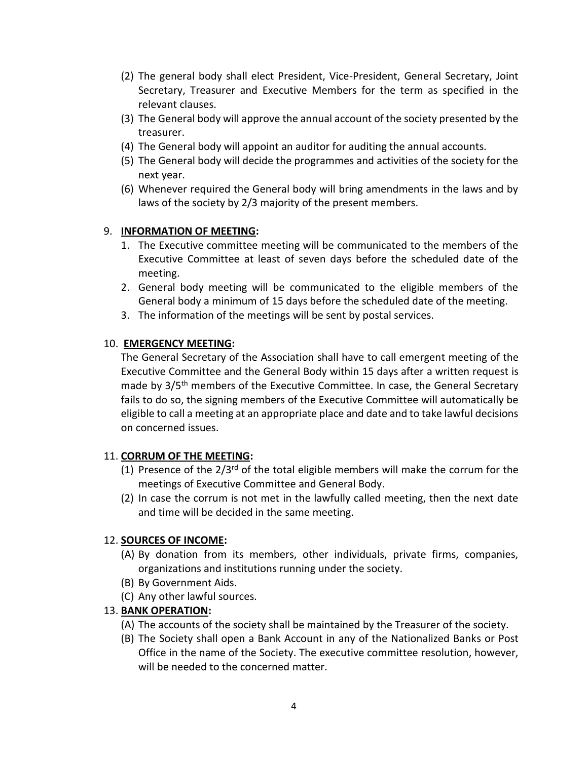(2) The general body shall elect President, Vice-President, General Secretary, Joint Secretary, Treasurer and Executive Members for the term as specified in the relevant clauses.
(3) The General body will approve the annual account of the society presented by the treasurer.
(4) The General body will appoint an auditor for auditing the annual accounts.
(5) The General body will decide the programmes and activities of the society for the next year.
(6) Whenever required the General body will bring amendments in the laws and by laws of the society by 2/3 majority of the present members.

9. **INFORMATION OF MEETING:**
   1. The Executive committee meeting will be communicated to the members of the Executive Committee at least of seven days before the scheduled date of the meeting.
   2. General body meeting will be communicated to the eligible members of the General body a minimum of 15 days before the scheduled date of the meeting.
   3. The information of the meetings will be sent by postal services.

10. **EMERGENCY MEETING:**

   The General Secretary of the Association shall have to call emergent meeting of the Executive Committee and the General Body within 15 days after a written request is made by 3/5th members of the Executive Committee. In case, the General Secretary fails to do so, the signing members of the Executive Committee will automatically be eligible to call a meeting at an appropriate place and date and to take lawful decisions on concerned issues.

11. **CORRUM OF THE MEETING:**
   (1) Presence of the 2/3rd of the total eligible members will make the corrum for the meetings of Executive Committee and General Body.
   (2) In case the corrum is not met in the lawfully called meeting, then the next date and time will be decided in the same meeting.

12. **SOURCES OF INCOME:**
   (A) By donation from its members, other individuals, private firms, companies, organizations and institutions running under the society.
   (B) By Government Aids.
   (C) Any other lawful sources.

13. **BANK OPERATION:**
   (A) The accounts of the society shall be maintained by the Treasurer of the society.
   (B) The Society shall open a Bank Account in any of the Nationalized Banks or Post Office in the name of the Society. The executive committee resolution, however, will be needed to the concerned matter.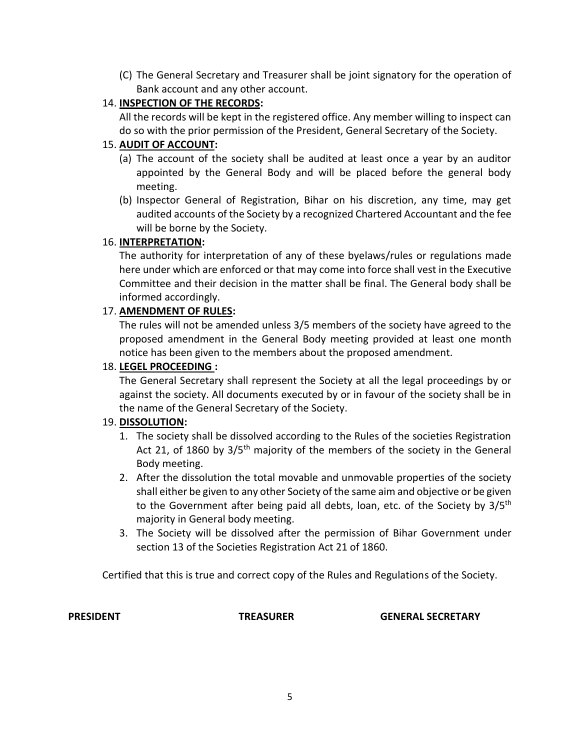(C) The General Secretary and Treasurer shall be joint signatory for the operation of Bank account and any other account.

14. **INSPECTION OF THE RECORDS:**

All the records will be kept in the registered office. Any member willing to inspect can do so with the prior permission of the President, General Secretary of the Society.

15. **AUDIT OF ACCOUNT:**

(a) The account of the society shall be audited at least once a year by an auditor appointed by the General Body and will be placed before the general body meeting.

(b) Inspector General of Registration, Bihar on his discretion, any time, may get audited accounts of the Society by a recognized Chartered Accountant and the fee will be borne by the Society.

16. **INTERPRETATION:**

The authority for interpretation of any of these byelaws/rules or regulations made here under which are enforced or that may come into force shall vest in the Executive Committee and their decision in the matter shall be final. The General body shall be informed accordingly.

17. **AMENDMENT OF RULES:**

The rules will not be amended unless 3/5 members of the society have agreed to the proposed amendment in the General Body meeting provided at least one month notice has been given to the members about the proposed amendment.

18. **LEGEL PROCEEDING :**

The General Secretary shall represent the Society at all the legal proceedings by or against the society. All documents executed by or in favour of the society shall be in the name of the General Secretary of the Society.

19. **DISSOLUTION:**

1. The society shall be dissolved according to the Rules of the societies Registration Act 21, of 1860 by 3/5th majority of the members of the society in the General Body meeting.
2. After the dissolution the total movable and unmovable properties of the society shall either be given to any other Society of the same aim and objective or be given to the Government after being paid all debts, loan, etc. of the Society by 3/5th majority in General body meeting.
3. The Society will be dissolved after the permission of Bihar Government under section 13 of the Societies Registration Act 21 of 1860.

Certified that this is true and correct copy of the Rules and Regulations of the Society.

**PRESIDENT** **TREASURER** **GENERAL SECRETARY**